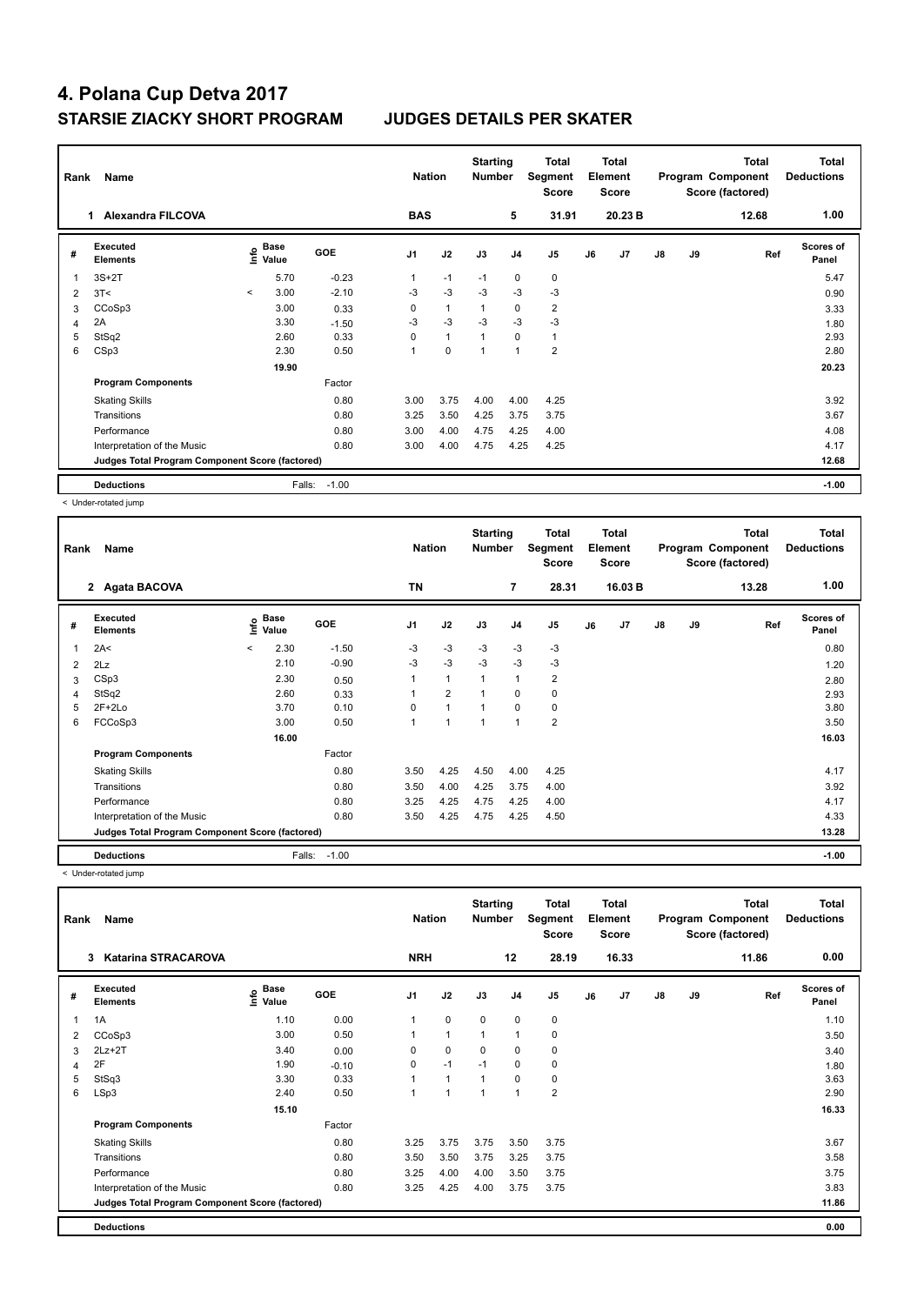# 4. Polana Cup Detva 2017

## STARSIE ZIACKY SHORT PROGRAM JUDGES DETAILS PER SKATER

| Rank | Name | Nation | Starting Number | Total Segment Score | Total Element Score | Total Program Component Score (factored) | Total Deductions |
|---|---|---|---|---|---|---|---|
| 1 | Alexandra FILCOVA | BAS | 5 | 31.91 | 20.23 B | 12.68 | 1.00 |

| # | Executed Elements | Info | Base Value | GOE | J1 | J2 | J3 | J4 | J5 | J6 | J7 | J8 | J9 | Ref | Scores of Panel |
|---|---|---|---|---|---|---|---|---|---|---|---|---|---|---|---|
| 1 | 3S+2T | | 5.70 | -0.23 | 1 | -1 | -1 | 0 | 0 | | | | | | 5.47 |
| 2 | 3T< | < | 3.00 | -2.10 | -3 | -3 | -3 | -3 | -3 | | | | | | 0.90 |
| 3 | CCoSp3 | | 3.00 | 0.33 | 0 | 1 | 1 | 0 | 2 | | | | | | 3.33 |
| 4 | 2A | | 3.30 | -1.50 | -3 | -3 | -3 | -3 | -3 | | | | | | 1.80 |
| 5 | StSq2 | | 2.60 | 0.33 | 0 | 1 | 1 | 0 | 1 | | | | | | 2.93 |
| 6 | CSp3 | | 2.30 | 0.50 | 1 | 0 | 1 | 1 | 2 | | | | | | 2.80 |
| | | | 19.90 | | | | | | | | | | | | 20.23 |
| | **Program Components** | | | Factor | | | | | | | | | | | |
| | Skating Skills | | | 0.80 | 3.00 | 3.75 | 4.00 | 4.00 | 4.25 | | | | | | 3.92 |
| | Transitions | | | 0.80 | 3.25 | 3.50 | 4.25 | 3.75 | 3.75 | | | | | | 3.67 |
| | Performance | | | 0.80 | 3.00 | 4.00 | 4.75 | 4.25 | 4.00 | | | | | | 4.08 |
| | Interpretation of the Music | | | 0.80 | 3.00 | 4.00 | 4.75 | 4.25 | 4.25 | | | | | | 4.17 |
| | **Judges Total Program Component Score (factored)** | | | | | | | | | | | | | | 12.68 |
| | **Deductions** | | Falls: | -1.00 | | | | | | | | | | | -1.00 |

< Under-rotated jump

| Rank | Name | Nation | Starting Number | Total Segment Score | Total Element Score | Total Program Component Score (factored) | Total Deductions |
|---|---|---|---|---|---|---|---|
| 2 | Agata BACOVA | TN | 7 | 28.31 | 16.03 B | 13.28 | 1.00 |

| # | Executed Elements | Info | Base Value | GOE | J1 | J2 | J3 | J4 | J5 | J6 | J7 | J8 | J9 | Ref | Scores of Panel |
|---|---|---|---|---|---|---|---|---|---|---|---|---|---|---|---|
| 1 | 2A< | < | 2.30 | -1.50 | -3 | -3 | -3 | -3 | -3 | | | | | | 0.80 |
| 2 | 2Lz | | 2.10 | -0.90 | -3 | -3 | -3 | -3 | -3 | | | | | | 1.20 |
| 3 | CSp3 | | 2.30 | 0.50 | 1 | 1 | 1 | 1 | 2 | | | | | | 2.80 |
| 4 | StSq2 | | 2.60 | 0.33 | 1 | 2 | 1 | 0 | 0 | | | | | | 2.93 |
| 5 | 2F+2Lo | | 3.70 | 0.10 | 0 | 1 | 1 | 0 | 0 | | | | | | 3.80 |
| 6 | FCCoSp3 | | 3.00 | 0.50 | 1 | 1 | 1 | 1 | 2 | | | | | | 3.50 |
| | | | 16.00 | | | | | | | | | | | | 16.03 |
| | **Program Components** | | | Factor | | | | | | | | | | | |
| | Skating Skills | | | 0.80 | 3.50 | 4.25 | 4.50 | 4.00 | 4.25 | | | | | | 4.17 |
| | Transitions | | | 0.80 | 3.50 | 4.00 | 4.25 | 3.75 | 4.00 | | | | | | 3.92 |
| | Performance | | | 0.80 | 3.25 | 4.25 | 4.75 | 4.25 | 4.00 | | | | | | 4.17 |
| | Interpretation of the Music | | | 0.80 | 3.50 | 4.25 | 4.75 | 4.25 | 4.50 | | | | | | 4.33 |
| | **Judges Total Program Component Score (factored)** | | | | | | | | | | | | | | 13.28 |
| | **Deductions** | | Falls: | -1.00 | | | | | | | | | | | -1.00 |

< Under-rotated jump

| Rank | Name | Nation | Starting Number | Total Segment Score | Total Element Score | Total Program Component Score (factored) | Total Deductions |
|---|---|---|---|---|---|---|---|
| 3 | Katarina STRACAROVA | NRH | 12 | 28.19 | 16.33 | 11.86 | 0.00 |

| # | Executed Elements | Info | Base Value | GOE | J1 | J2 | J3 | J4 | J5 | J6 | J7 | J8 | J9 | Ref | Scores of Panel |
|---|---|---|---|---|---|---|---|---|---|---|---|---|---|---|---|
| 1 | 1A | | 1.10 | 0.00 | 1 | 0 | 0 | 0 | 0 | | | | | | 1.10 |
| 2 | CCoSp3 | | 3.00 | 0.50 | 1 | 1 | 1 | 1 | 0 | | | | | | 3.50 |
| 3 | 2Lz+2T | | 3.40 | 0.00 | 0 | 0 | 0 | 0 | 0 | | | | | | 3.40 |
| 4 | 2F | | 1.90 | -0.10 | 0 | -1 | -1 | 0 | 0 | | | | | | 1.80 |
| 5 | StSq3 | | 3.30 | 0.33 | 1 | 1 | 1 | 0 | 0 | | | | | | 3.63 |
| 6 | LSp3 | | 2.40 | 0.50 | 1 | 1 | 1 | 1 | 2 | | | | | | 2.90 |
| | | | 15.10 | | | | | | | | | | | | 16.33 |
| | **Program Components** | | | Factor | | | | | | | | | | | |
| | Skating Skills | | | 0.80 | 3.25 | 3.75 | 3.75 | 3.50 | 3.75 | | | | | | 3.67 |
| | Transitions | | | 0.80 | 3.50 | 3.50 | 3.75 | 3.25 | 3.75 | | | | | | 3.58 |
| | Performance | | | 0.80 | 3.25 | 4.00 | 4.00 | 3.50 | 3.75 | | | | | | 3.75 |
| | Interpretation of the Music | | | 0.80 | 3.25 | 4.25 | 4.00 | 3.75 | 3.75 | | | | | | 3.83 |
| | **Judges Total Program Component Score (factored)** | | | | | | | | | | | | | | 11.86 |
| | **Deductions** | | | | | | | | | | | | | | 0.00 |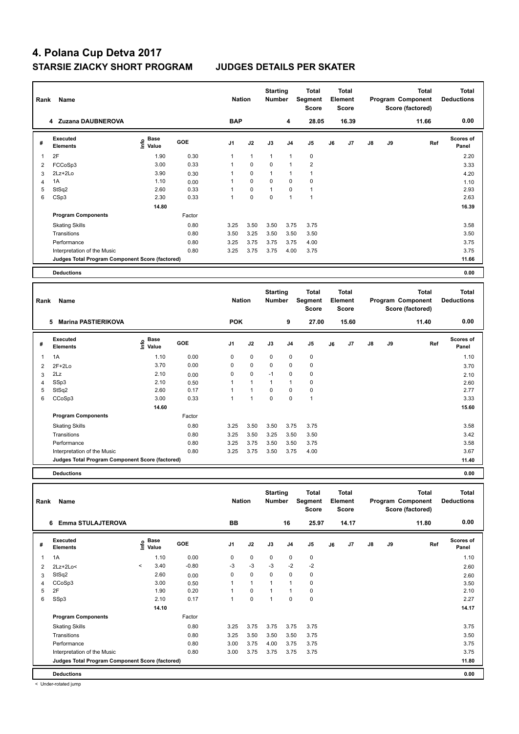# 4. Polana Cup Detva 2017

## STARSIE ZIACKY SHORT PROGRAM JUDGES DETAILS PER SKATER

| Rank | Name | Nation | Starting Number | Total Segment Score | Total Element Score | Total Program Component Score (factored) | Total Deductions |
|---|---|---|---|---|---|---|---|
| 4 | Zuzana DAUBNEROVA | BAP | 4 | 28.05 | 16.39 | 11.66 | 0.00 |

| # | Executed Elements | Info | Base Value | GOE | J1 | J2 | J3 | J4 | J5 | J6 | J7 | J8 | J9 | Ref | Scores of Panel |
|---|---|---|---|---|---|---|---|---|---|---|---|---|---|---|---|
| 1 | 2F | | 1.90 | 0.30 | 1 | 1 | 1 | 1 | 0 | | | | | | 2.20 |
| 2 | FCCoSp3 | | 3.00 | 0.33 | 1 | 0 | 0 | 1 | 2 | | | | | | 3.33 |
| 3 | 2Lz+2Lo | | 3.90 | 0.30 | 1 | 0 | 1 | 1 | 1 | | | | | | 4.20 |
| 4 | 1A | | 1.10 | 0.00 | 1 | 0 | 0 | 0 | 0 | | | | | | 1.10 |
| 5 | StSq2 | | 2.60 | 0.33 | 1 | 0 | 1 | 0 | 1 | | | | | | 2.93 |
| 6 | CSp3 | | 2.30 | 0.33 | 1 | 0 | 0 | 1 | 1 | | | | | | 2.63 |
| | | | 14.80 | | | | | | | | | | | | 16.39 |
| | **Program Components** | | | Factor | | | | | | | | | | | |
| | Skating Skills | | | 0.80 | 3.25 | 3.50 | 3.50 | 3.75 | 3.75 | | | | | | 3.58 |
| | Transitions | | | 0.80 | 3.50 | 3.25 | 3.50 | 3.50 | 3.50 | | | | | | 3.50 |
| | Performance | | | 0.80 | 3.25 | 3.75 | 3.75 | 3.75 | 4.00 | | | | | | 3.75 |
| | Interpretation of the Music | | | 0.80 | 3.25 | 3.75 | 3.75 | 4.00 | 3.75 | | | | | | 3.75 |
| | **Judges Total Program Component Score (factored)** | | | | | | | | | | | | | | 11.66 |
| | **Deductions** | | | | | | | | | | | | | | 0.00 |

| Rank | Name | Nation | Starting Number | Total Segment Score | Total Element Score | Total Program Component Score (factored) | Total Deductions |
|---|---|---|---|---|---|---|---|
| 5 | Marina PASTIERIKOVA | POK | 9 | 27.00 | 15.60 | 11.40 | 0.00 |

| # | Executed Elements | Info | Base Value | GOE | J1 | J2 | J3 | J4 | J5 | J6 | J7 | J8 | J9 | Ref | Scores of Panel |
|---|---|---|---|---|---|---|---|---|---|---|---|---|---|---|---|
| 1 | 1A | | 1.10 | 0.00 | 0 | 0 | 0 | 0 | 0 | | | | | | 1.10 |
| 2 | 2F+2Lo | | 3.70 | 0.00 | 0 | 0 | 0 | 0 | 0 | | | | | | 3.70 |
| 3 | 2Lz | | 2.10 | 0.00 | 0 | 0 | -1 | 0 | 0 | | | | | | 2.10 |
| 4 | SSp3 | | 2.10 | 0.50 | 1 | 1 | 1 | 1 | 0 | | | | | | 2.60 |
| 5 | StSq2 | | 2.60 | 0.17 | 1 | 1 | 0 | 0 | 0 | | | | | | 2.77 |
| 6 | CCoSp3 | | 3.00 | 0.33 | 1 | 1 | 0 | 0 | 1 | | | | | | 3.33 |
| | | | 14.60 | | | | | | | | | | | | 15.60 |
| | **Program Components** | | | Factor | | | | | | | | | | | |
| | Skating Skills | | | 0.80 | 3.25 | 3.50 | 3.50 | 3.75 | 3.75 | | | | | | 3.58 |
| | Transitions | | | 0.80 | 3.25 | 3.50 | 3.25 | 3.50 | 3.50 | | | | | | 3.42 |
| | Performance | | | 0.80 | 3.25 | 3.75 | 3.50 | 3.50 | 3.75 | | | | | | 3.58 |
| | Interpretation of the Music | | | 0.80 | 3.25 | 3.75 | 3.50 | 3.75 | 4.00 | | | | | | 3.67 |
| | **Judges Total Program Component Score (factored)** | | | | | | | | | | | | | | 11.40 |
| | **Deductions** | | | | | | | | | | | | | | 0.00 |

| Rank | Name | Nation | Starting Number | Total Segment Score | Total Element Score | Total Program Component Score (factored) | Total Deductions |
|---|---|---|---|---|---|---|---|
| 6 | Emma STULAJTEROVA | BB | 16 | 25.97 | 14.17 | 11.80 | 0.00 |

| # | Executed Elements | Info | Base Value | GOE | J1 | J2 | J3 | J4 | J5 | J6 | J7 | J8 | J9 | Ref | Scores of Panel |
|---|---|---|---|---|---|---|---|---|---|---|---|---|---|---|---|
| 1 | 1A | | 1.10 | 0.00 | 0 | 0 | 0 | 0 | 0 | | | | | | 1.10 |
| 2 | 2Lz+2Lo< | < | 3.40 | -0.80 | -3 | -3 | -3 | -2 | -2 | | | | | | 2.60 |
| 3 | StSq2 | | 2.60 | 0.00 | 0 | 0 | 0 | 0 | 0 | | | | | | 2.60 |
| 4 | CCoSp3 | | 3.00 | 0.50 | 1 | 1 | 1 | 1 | 0 | | | | | | 3.50 |
| 5 | 2F | | 1.90 | 0.20 | 1 | 0 | 1 | 1 | 0 | | | | | | 2.10 |
| 6 | SSp3 | | 2.10 | 0.17 | 1 | 0 | 1 | 0 | 0 | | | | | | 2.27 |
| | | | 14.10 | | | | | | | | | | | | 14.17 |
| | **Program Components** | | | Factor | | | | | | | | | | | |
| | Skating Skills | | | 0.80 | 3.25 | 3.75 | 3.75 | 3.75 | 3.75 | | | | | | 3.75 |
| | Transitions | | | 0.80 | 3.25 | 3.50 | 3.50 | 3.50 | 3.75 | | | | | | 3.50 |
| | Performance | | | 0.80 | 3.00 | 3.75 | 4.00 | 3.75 | 3.75 | | | | | | 3.75 |
| | Interpretation of the Music | | | 0.80 | 3.00 | 3.75 | 3.75 | 3.75 | 3.75 | | | | | | 3.75 |
| | **Judges Total Program Component Score (factored)** | | | | | | | | | | | | | | 11.80 |
| | **Deductions** | | | | | | | | | | | | | | 0.00 |

< Under-rotated jump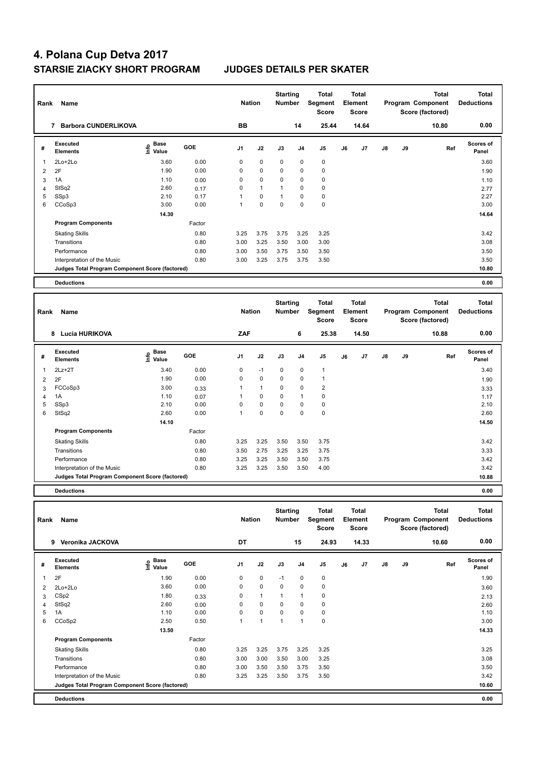# 4. Polana Cup Detva 2017

## STARSIE ZIACKY SHORT PROGRAM JUDGES DETAILS PER SKATER

| Rank | Name | Nation | Starting Number | Total Segment Score | Total Element Score | Total Program Component Score (factored) | Total Deductions |
|---|---|---|---|---|---|---|---|
| 7 | Barbora CUNDERLIKOVA | BB | 14 | 25.44 | 14.64 | 10.80 | 0.00 |

| # | Executed Elements | Info | Base Value | GOE | J1 | J2 | J3 | J4 | J5 | J6 | J7 | J8 | J9 | Ref | Scores of Panel |
|---|---|---|---|---|---|---|---|---|---|---|---|---|---|---|---|
| 1 | 2Lo+2Lo | | 3.60 | 0.00 | 0 | 0 | 0 | 0 | 0 | | | | | | 3.60 |
| 2 | 2F | | 1.90 | 0.00 | 0 | 0 | 0 | 0 | 0 | | | | | | 1.90 |
| 3 | 1A | | 1.10 | 0.00 | 0 | 0 | 0 | 0 | 0 | | | | | | 1.10 |
| 4 | StSq2 | | 2.60 | 0.17 | 0 | 1 | 1 | 0 | 0 | | | | | | 2.77 |
| 5 | SSp3 | | 2.10 | 0.17 | 1 | 0 | 1 | 0 | 0 | | | | | | 2.27 |
| 6 | CCoSp3 | | 3.00 | 0.00 | 1 | 0 | 0 | 0 | 0 | | | | | | 3.00 |
| | | | 14.30 | | | | | | | | | | | | 14.64 |
| | **Program Components** | | | Factor | | | | | | | | | | | |
| | Skating Skills | | | 0.80 | 3.25 | 3.75 | 3.75 | 3.25 | 3.25 | | | | | | 3.42 |
| | Transitions | | | 0.80 | 3.00 | 3.25 | 3.50 | 3.00 | 3.00 | | | | | | 3.08 |
| | Performance | | | 0.80 | 3.00 | 3.50 | 3.75 | 3.50 | 3.50 | | | | | | 3.50 |
| | Interpretation of the Music | | | 0.80 | 3.00 | 3.25 | 3.75 | 3.75 | 3.50 | | | | | | 3.50 |
| | **Judges Total Program Component Score (factored)** | | | | | | | | | | | | | | 10.80 |
| | **Deductions** | | | | | | | | | | | | | | 0.00 |

| Rank | Name | Nation | Starting Number | Total Segment Score | Total Element Score | Total Program Component Score (factored) | Total Deductions |
|---|---|---|---|---|---|---|---|
| 8 | Lucia HURIKOVA | ZAF | 6 | 25.38 | 14.50 | 10.88 | 0.00 |

| # | Executed Elements | Info | Base Value | GOE | J1 | J2 | J3 | J4 | J5 | J6 | J7 | J8 | J9 | Ref | Scores of Panel |
|---|---|---|---|---|---|---|---|---|---|---|---|---|---|---|---|
| 1 | 2Lz+2T | | 3.40 | 0.00 | 0 | -1 | 0 | 0 | 1 | | | | | | 3.40 |
| 2 | 2F | | 1.90 | 0.00 | 0 | 0 | 0 | 0 | 1 | | | | | | 1.90 |
| 3 | FCCoSp3 | | 3.00 | 0.33 | 1 | 1 | 0 | 0 | 2 | | | | | | 3.33 |
| 4 | 1A | | 1.10 | 0.07 | 1 | 0 | 0 | 1 | 0 | | | | | | 1.17 |
| 5 | SSp3 | | 2.10 | 0.00 | 0 | 0 | 0 | 0 | 0 | | | | | | 2.10 |
| 6 | StSq2 | | 2.60 | 0.00 | 1 | 0 | 0 | 0 | 0 | | | | | | 2.60 |
| | | | 14.10 | | | | | | | | | | | | 14.50 |
| | **Program Components** | | | Factor | | | | | | | | | | | |
| | Skating Skills | | | 0.80 | 3.25 | 3.25 | 3.50 | 3.50 | 3.75 | | | | | | 3.42 |
| | Transitions | | | 0.80 | 3.50 | 2.75 | 3.25 | 3.25 | 3.75 | | | | | | 3.33 |
| | Performance | | | 0.80 | 3.25 | 3.25 | 3.50 | 3.50 | 3.75 | | | | | | 3.42 |
| | Interpretation of the Music | | | 0.80 | 3.25 | 3.25 | 3.50 | 3.50 | 4.00 | | | | | | 3.42 |
| | **Judges Total Program Component Score (factored)** | | | | | | | | | | | | | | 10.88 |
| | **Deductions** | | | | | | | | | | | | | | 0.00 |

| Rank | Name | Nation | Starting Number | Total Segment Score | Total Element Score | Total Program Component Score (factored) | Total Deductions |
|---|---|---|---|---|---|---|---|
| 9 | Veronika JACKOVA | DT | 15 | 24.93 | 14.33 | 10.60 | 0.00 |

| # | Executed Elements | Info | Base Value | GOE | J1 | J2 | J3 | J4 | J5 | J6 | J7 | J8 | J9 | Ref | Scores of Panel |
|---|---|---|---|---|---|---|---|---|---|---|---|---|---|---|---|
| 1 | 2F | | 1.90 | 0.00 | 0 | 0 | -1 | 0 | 0 | | | | | | 1.90 |
| 2 | 2Lo+2Lo | | 3.60 | 0.00 | 0 | 0 | 0 | 0 | 0 | | | | | | 3.60 |
| 3 | CSp2 | | 1.80 | 0.33 | 0 | 1 | 1 | 1 | 0 | | | | | | 2.13 |
| 4 | StSq2 | | 2.60 | 0.00 | 0 | 0 | 0 | 0 | 0 | | | | | | 2.60 |
| 5 | 1A | | 1.10 | 0.00 | 0 | 0 | 0 | 0 | 0 | | | | | | 1.10 |
| 6 | CCoSp2 | | 2.50 | 0.50 | 1 | 1 | 1 | 1 | 0 | | | | | | 3.00 |
| | | | 13.50 | | | | | | | | | | | | 14.33 |
| | **Program Components** | | | Factor | | | | | | | | | | | |
| | Skating Skills | | | 0.80 | 3.25 | 3.25 | 3.75 | 3.25 | 3.25 | | | | | | 3.25 |
| | Transitions | | | 0.80 | 3.00 | 3.00 | 3.50 | 3.00 | 3.25 | | | | | | 3.08 |
| | Performance | | | 0.80 | 3.00 | 3.50 | 3.50 | 3.75 | 3.50 | | | | | | 3.50 |
| | Interpretation of the Music | | | 0.80 | 3.25 | 3.25 | 3.50 | 3.75 | 3.50 | | | | | | 3.42 |
| | **Judges Total Program Component Score (factored)** | | | | | | | | | | | | | | 10.60 |
| | **Deductions** | | | | | | | | | | | | | | 0.00 |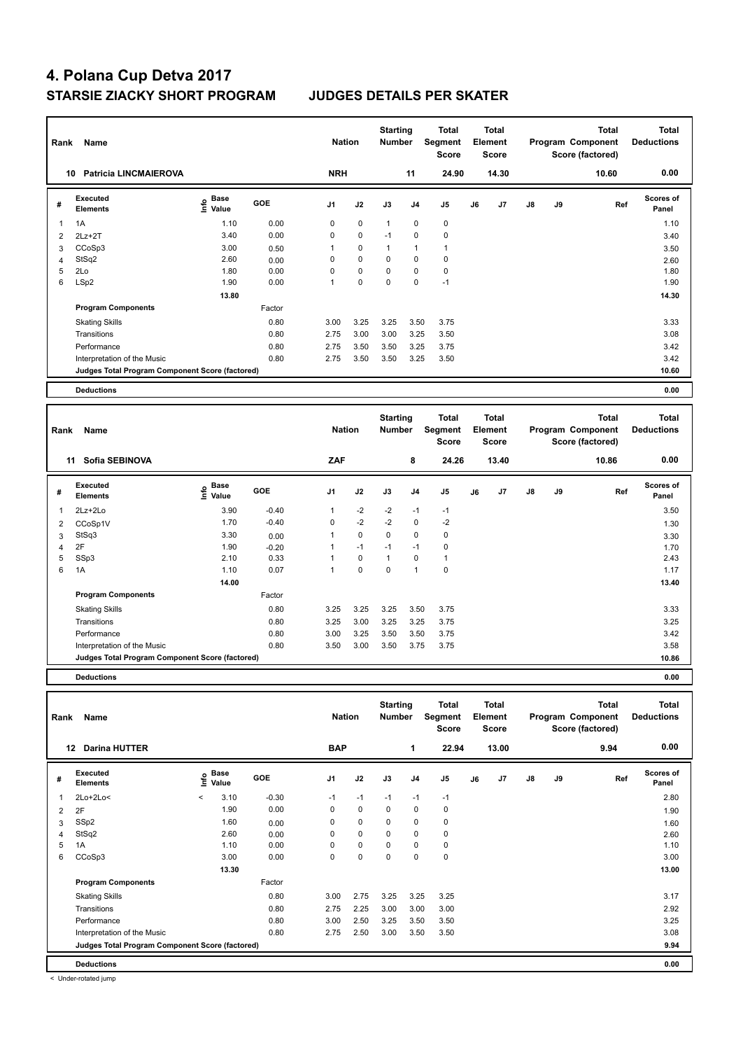# 4. Polana Cup Detva 2017

## STARSIE ZIACKY SHORT PROGRAM — JUDGES DETAILS PER SKATER

| Rank | Name | Nation | Starting Number | Total Segment Score | Total Element Score | Total Program Component Score (factored) | Total Deductions |
|---|---|---|---|---|---|---|---|
| 10 | Patricia LINCMAIEROVA | NRH | 11 | 24.90 | 14.30 | 10.60 | 0.00 |

| # | Executed Elements | Info | Base Value | GOE | J1 | J2 | J3 | J4 | J5 | J6 | J7 | J8 | J9 | Ref | Scores of Panel |
|---|---|---|---|---|---|---|---|---|---|---|---|---|---|---|---|
| 1 | 1A | | 1.10 | 0.00 | 0 | 0 | 1 | 0 | 0 | | | | | | 1.10 |
| 2 | 2Lz+2T | | 3.40 | 0.00 | 0 | 0 | -1 | 0 | 0 | | | | | | 3.40 |
| 3 | CCoSp3 | | 3.00 | 0.50 | 1 | 0 | 1 | 1 | 1 | | | | | | 3.50 |
| 4 | StSq2 | | 2.60 | 0.00 | 0 | 0 | 0 | 0 | 0 | | | | | | 2.60 |
| 5 | 2Lo | | 1.80 | 0.00 | 0 | 0 | 0 | 0 | 0 | | | | | | 1.80 |
| 6 | LSp2 | | 1.90 | 0.00 | 1 | 0 | 0 | 0 | -1 | | | | | | 1.90 |
| | | | 13.80 | | | | | | | | | | | | 14.30 |

| Program Components | Factor | J1 | J2 | J3 | J4 | J5 | J6 | J7 | J8 | J9 | Scores of Panel |
|---|---|---|---|---|---|---|---|---|---|---|---|
| Skating Skills | 0.80 | 3.00 | 3.25 | 3.25 | 3.50 | 3.75 | | | | | 3.33 |
| Transitions | 0.80 | 2.75 | 3.00 | 3.00 | 3.25 | 3.50 | | | | | 3.08 |
| Performance | 0.80 | 2.75 | 3.50 | 3.50 | 3.25 | 3.75 | | | | | 3.42 |
| Interpretation of the Music | 0.80 | 2.75 | 3.50 | 3.50 | 3.25 | 3.50 | | | | | 3.42 |
| Judges Total Program Component Score (factored) | | | | | | | | | | | 10.60 |

| Deductions | 0.00 |
|---|---|

| Rank | Name | Nation | Starting Number | Total Segment Score | Total Element Score | Total Program Component Score (factored) | Total Deductions |
|---|---|---|---|---|---|---|---|
| 11 | Sofia SEBINOVA | ZAF | 8 | 24.26 | 13.40 | 10.86 | 0.00 |

| # | Executed Elements | Info | Base Value | GOE | J1 | J2 | J3 | J4 | J5 | J6 | J7 | J8 | J9 | Ref | Scores of Panel |
|---|---|---|---|---|---|---|---|---|---|---|---|---|---|---|---|
| 1 | 2Lz+2Lo | | 3.90 | -0.40 | 1 | -2 | -2 | -1 | -1 | | | | | | 3.50 |
| 2 | CCoSp1V | | 1.70 | -0.40 | 0 | -2 | -2 | 0 | -2 | | | | | | 1.30 |
| 3 | StSq3 | | 3.30 | 0.00 | 1 | 0 | 0 | 0 | 0 | | | | | | 3.30 |
| 4 | 2F | | 1.90 | -0.20 | 1 | -1 | -1 | -1 | 0 | | | | | | 1.70 |
| 5 | SSp3 | | 2.10 | 0.33 | 1 | 0 | 1 | 0 | 1 | | | | | | 2.43 |
| 6 | 1A | | 1.10 | 0.07 | 1 | 0 | 0 | 1 | 0 | | | | | | 1.17 |
| | | | 14.00 | | | | | | | | | | | | 13.40 |

| Program Components | Factor | J1 | J2 | J3 | J4 | J5 | J6 | J7 | J8 | J9 | Scores of Panel |
|---|---|---|---|---|---|---|---|---|---|---|---|
| Skating Skills | 0.80 | 3.25 | 3.25 | 3.25 | 3.50 | 3.75 | | | | | 3.33 |
| Transitions | 0.80 | 3.25 | 3.00 | 3.25 | 3.25 | 3.75 | | | | | 3.25 |
| Performance | 0.80 | 3.00 | 3.25 | 3.50 | 3.50 | 3.75 | | | | | 3.42 |
| Interpretation of the Music | 0.80 | 3.50 | 3.00 | 3.50 | 3.75 | 3.75 | | | | | 3.58 |
| Judges Total Program Component Score (factored) | | | | | | | | | | | 10.86 |

| Deductions | 0.00 |
|---|---|

| Rank | Name | Nation | Starting Number | Total Segment Score | Total Element Score | Total Program Component Score (factored) | Total Deductions |
|---|---|---|---|---|---|---|---|
| 12 | Darina HUTTER | BAP | 1 | 22.94 | 13.00 | 9.94 | 0.00 |

| # | Executed Elements | Info | Base Value | GOE | J1 | J2 | J3 | J4 | J5 | J6 | J7 | J8 | J9 | Ref | Scores of Panel |
|---|---|---|---|---|---|---|---|---|---|---|---|---|---|---|---|
| 1 | 2Lo+2Lo< | < | 3.10 | -0.30 | -1 | -1 | -1 | -1 | -1 | | | | | | 2.80 |
| 2 | 2F | | 1.90 | 0.00 | 0 | 0 | 0 | 0 | 0 | | | | | | 1.90 |
| 3 | SSp2 | | 1.60 | 0.00 | 0 | 0 | 0 | 0 | 0 | | | | | | 1.60 |
| 4 | StSq2 | | 2.60 | 0.00 | 0 | 0 | 0 | 0 | 0 | | | | | | 2.60 |
| 5 | 1A | | 1.10 | 0.00 | 0 | 0 | 0 | 0 | 0 | | | | | | 1.10 |
| 6 | CCoSp3 | | 3.00 | 0.00 | 0 | 0 | 0 | 0 | 0 | | | | | | 3.00 |
| | | | 13.30 | | | | | | | | | | | | 13.00 |

| Program Components | Factor | J1 | J2 | J3 | J4 | J5 | J6 | J7 | J8 | J9 | Scores of Panel |
|---|---|---|---|---|---|---|---|---|---|---|---|
| Skating Skills | 0.80 | 3.00 | 2.75 | 3.25 | 3.25 | 3.25 | | | | | 3.17 |
| Transitions | 0.80 | 2.75 | 2.25 | 3.00 | 3.00 | 3.00 | | | | | 2.92 |
| Performance | 0.80 | 3.00 | 2.50 | 3.25 | 3.50 | 3.50 | | | | | 3.25 |
| Interpretation of the Music | 0.80 | 2.75 | 2.50 | 3.00 | 3.50 | 3.50 | | | | | 3.08 |
| Judges Total Program Component Score (factored) | | | | | | | | | | | 9.94 |

| Deductions | 0.00 |
|---|---|

< Under-rotated jump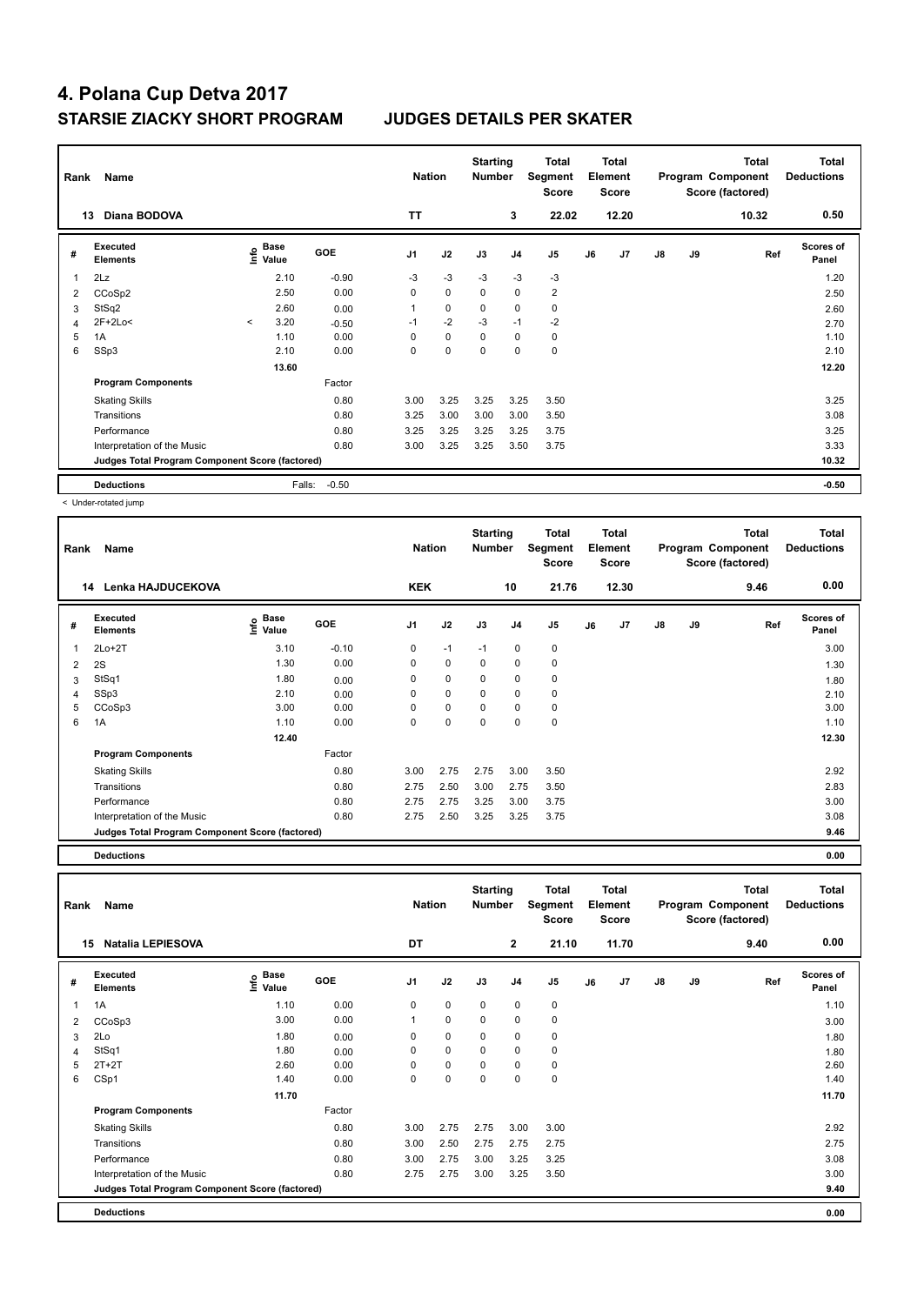# 4. Polana Cup Detva 2017

## STARSIE ZIACKY SHORT PROGRAM JUDGES DETAILS PER SKATER

| Rank | Name | Nation | Starting Number | Total Segment Score | Total Element Score | Total Program Component Score (factored) | Total Deductions |
|---|---|---|---|---|---|---|---|
| 13 | Diana BODOVA | TT | 3 | 22.02 | 12.20 | 10.32 | 0.50 |

| # | Executed Elements | Info | Base Value | GOE | J1 | J2 | J3 | J4 | J5 | J6 | J7 | J8 | J9 | Ref | Scores of Panel |
|---|---|---|---|---|---|---|---|---|---|---|---|---|---|---|---|
| 1 | 2Lz | | 2.10 | -0.90 | -3 | -3 | -3 | -3 | -3 | | | | | | 1.20 |
| 2 | CCoSp2 | | 2.50 | 0.00 | 0 | 0 | 0 | 0 | 2 | | | | | | 2.50 |
| 3 | StSq2 | | 2.60 | 0.00 | 1 | 0 | 0 | 0 | 0 | | | | | | 2.60 |
| 4 | 2F+2Lo< | < | 3.20 | -0.50 | -1 | -2 | -3 | -1 | -2 | | | | | | 2.70 |
| 5 | 1A | | 1.10 | 0.00 | 0 | 0 | 0 | 0 | 0 | | | | | | 1.10 |
| 6 | SSp3 | | 2.10 | 0.00 | 0 | 0 | 0 | 0 | 0 | | | | | | 2.10 |
| | | | 13.60 | | | | | | | | | | | | 12.20 |
| | **Program Components** | | | Factor | | | | | | | | | | | |
| | Skating Skills | | | 0.80 | 3.00 | 3.25 | 3.25 | 3.25 | 3.50 | | | | | | 3.25 |
| | Transitions | | | 0.80 | 3.25 | 3.00 | 3.00 | 3.00 | 3.50 | | | | | | 3.08 |
| | Performance | | | 0.80 | 3.25 | 3.25 | 3.25 | 3.25 | 3.75 | | | | | | 3.25 |
| | Interpretation of the Music | | | 0.80 | 3.00 | 3.25 | 3.25 | 3.50 | 3.75 | | | | | | 3.33 |
| | **Judges Total Program Component Score (factored)** | | | | | | | | | | | | | | 10.32 |
| | **Deductions** | | Falls: | -0.50 | | | | | | | | | | | -0.50 |

< Under-rotated jump

| Rank | Name | Nation | Starting Number | Total Segment Score | Total Element Score | Total Program Component Score (factored) | Total Deductions |
|---|---|---|---|---|---|---|---|
| 14 | Lenka HAJDUCEKOVA | KEK | 10 | 21.76 | 12.30 | 9.46 | 0.00 |

| # | Executed Elements | Info | Base Value | GOE | J1 | J2 | J3 | J4 | J5 | J6 | J7 | J8 | J9 | Ref | Scores of Panel |
|---|---|---|---|---|---|---|---|---|---|---|---|---|---|---|---|
| 1 | 2Lo+2T | | 3.10 | -0.10 | 0 | -1 | -1 | 0 | 0 | | | | | | 3.00 |
| 2 | 2S | | 1.30 | 0.00 | 0 | 0 | 0 | 0 | 0 | | | | | | 1.30 |
| 3 | StSq1 | | 1.80 | 0.00 | 0 | 0 | 0 | 0 | 0 | | | | | | 1.80 |
| 4 | SSp3 | | 2.10 | 0.00 | 0 | 0 | 0 | 0 | 0 | | | | | | 2.10 |
| 5 | CCoSp3 | | 3.00 | 0.00 | 0 | 0 | 0 | 0 | 0 | | | | | | 3.00 |
| 6 | 1A | | 1.10 | 0.00 | 0 | 0 | 0 | 0 | 0 | | | | | | 1.10 |
| | | | 12.40 | | | | | | | | | | | | 12.30 |
| | **Program Components** | | | Factor | | | | | | | | | | | |
| | Skating Skills | | | 0.80 | 3.00 | 2.75 | 2.75 | 3.00 | 3.50 | | | | | | 2.92 |
| | Transitions | | | 0.80 | 2.75 | 2.50 | 3.00 | 2.75 | 3.50 | | | | | | 2.83 |
| | Performance | | | 0.80 | 2.75 | 2.75 | 3.25 | 3.00 | 3.75 | | | | | | 3.00 |
| | Interpretation of the Music | | | 0.80 | 2.75 | 2.50 | 3.25 | 3.25 | 3.75 | | | | | | 3.08 |
| | **Judges Total Program Component Score (factored)** | | | | | | | | | | | | | | 9.46 |
| | **Deductions** | | | | | | | | | | | | | | 0.00 |

| Rank | Name | Nation | Starting Number | Total Segment Score | Total Element Score | Total Program Component Score (factored) | Total Deductions |
|---|---|---|---|---|---|---|---|
| 15 | Natalia LEPIESOVA | DT | 2 | 21.10 | 11.70 | 9.40 | 0.00 |

| # | Executed Elements | Info | Base Value | GOE | J1 | J2 | J3 | J4 | J5 | J6 | J7 | J8 | J9 | Ref | Scores of Panel |
|---|---|---|---|---|---|---|---|---|---|---|---|---|---|---|---|
| 1 | 1A | | 1.10 | 0.00 | 0 | 0 | 0 | 0 | 0 | | | | | | 1.10 |
| 2 | CCoSp3 | | 3.00 | 0.00 | 1 | 0 | 0 | 0 | 0 | | | | | | 3.00 |
| 3 | 2Lo | | 1.80 | 0.00 | 0 | 0 | 0 | 0 | 0 | | | | | | 1.80 |
| 4 | StSq1 | | 1.80 | 0.00 | 0 | 0 | 0 | 0 | 0 | | | | | | 1.80 |
| 5 | 2T+2T | | 2.60 | 0.00 | 0 | 0 | 0 | 0 | 0 | | | | | | 2.60 |
| 6 | CSp1 | | 1.40 | 0.00 | 0 | 0 | 0 | 0 | 0 | | | | | | 1.40 |
| | | | 11.70 | | | | | | | | | | | | 11.70 |
| | **Program Components** | | | Factor | | | | | | | | | | | |
| | Skating Skills | | | 0.80 | 3.00 | 2.75 | 2.75 | 3.00 | 3.00 | | | | | | 2.92 |
| | Transitions | | | 0.80 | 3.00 | 2.50 | 2.75 | 2.75 | 2.75 | | | | | | 2.75 |
| | Performance | | | 0.80 | 3.00 | 2.75 | 3.00 | 3.25 | 3.25 | | | | | | 3.08 |
| | Interpretation of the Music | | | 0.80 | 2.75 | 2.75 | 3.00 | 3.25 | 3.50 | | | | | | 3.00 |
| | **Judges Total Program Component Score (factored)** | | | | | | | | | | | | | | 9.40 |
| | **Deductions** | | | | | | | | | | | | | | 0.00 |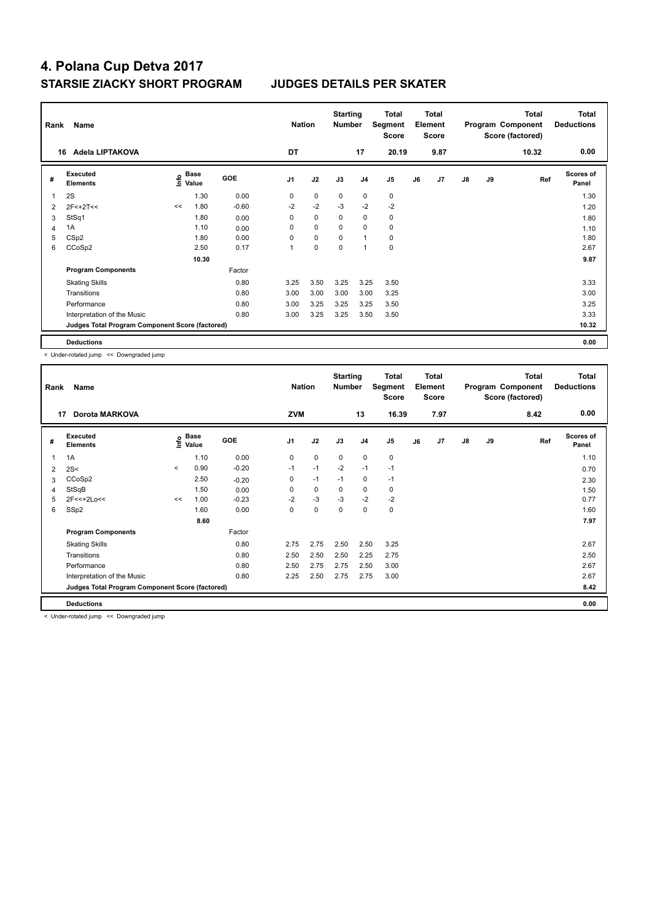# 4. Polana Cup Detva 2017

## STARSIE ZIACKY SHORT PROGRAM JUDGES DETAILS PER SKATER

| Rank | Name | Nation | Starting Number | Total Segment Score | Total Element Score | Total Program Component Score (factored) | Total Deductions |
|---|---|---|---|---|---|---|---|
| 16 | Adela LIPTAKOVA | DT | 17 | 20.19 | 9.87 | 10.32 | 0.00 |

| # | Executed Elements | Info | Base Value | GOE | J1 | J2 | J3 | J4 | J5 | J6 | J7 | J8 | J9 | Ref | Scores of Panel |
|---|---|---|---|---|---|---|---|---|---|---|---|---|---|---|---|
| 1 | 2S | | 1.30 | 0.00 | 0 | 0 | 0 | 0 | 0 | | | | | | 1.30 |
| 2 | 2F<+2T<< | << | 1.80 | -0.60 | -2 | -2 | -3 | -2 | -2 | | | | | | 1.20 |
| 3 | StSq1 | | 1.80 | 0.00 | 0 | 0 | 0 | 0 | 0 | | | | | | 1.80 |
| 4 | 1A | | 1.10 | 0.00 | 0 | 0 | 0 | 0 | 0 | | | | | | 1.10 |
| 5 | CSp2 | | 1.80 | 0.00 | 0 | 0 | 0 | 1 | 0 | | | | | | 1.80 |
| 6 | CCoSp2 | | 2.50 | 0.17 | 1 | 0 | 0 | 1 | 0 | | | | | | 2.67 |
| | | | 10.30 | | | | | | | | | | | | 9.87 |
| | **Program Components** | | | Factor | | | | | | | | | | | |
| | Skating Skills | | | 0.80 | 3.25 | 3.50 | 3.25 | 3.25 | 3.50 | | | | | | 3.33 |
| | Transitions | | | 0.80 | 3.00 | 3.00 | 3.00 | 3.00 | 3.25 | | | | | | 3.00 |
| | Performance | | | 0.80 | 3.00 | 3.25 | 3.25 | 3.25 | 3.50 | | | | | | 3.25 |
| | Interpretation of the Music | | | 0.80 | 3.00 | 3.25 | 3.25 | 3.50 | 3.50 | | | | | | 3.33 |
| | **Judges Total Program Component Score (factored)** | | | | | | | | | | | | | | 10.32 |
| | **Deductions** | | | | | | | | | | | | | | 0.00 |

< Under-rotated jump << Downgraded jump

| Rank | Name | Nation | Starting Number | Total Segment Score | Total Element Score | Total Program Component Score (factored) | Total Deductions |
|---|---|---|---|---|---|---|---|
| 17 | Dorota MARKOVA | ZVM | 13 | 16.39 | 7.97 | 8.42 | 0.00 |

| # | Executed Elements | Info | Base Value | GOE | J1 | J2 | J3 | J4 | J5 | J6 | J7 | J8 | J9 | Ref | Scores of Panel |
|---|---|---|---|---|---|---|---|---|---|---|---|---|---|---|---|
| 1 | 1A | | 1.10 | 0.00 | 0 | 0 | 0 | 0 | 0 | | | | | | 1.10 |
| 2 | 2S< | < | 0.90 | -0.20 | -1 | -1 | -2 | -1 | -1 | | | | | | 0.70 |
| 3 | CCoSp2 | | 2.50 | -0.20 | 0 | -1 | -1 | 0 | -1 | | | | | | 2.30 |
| 4 | StSqB | | 1.50 | 0.00 | 0 | 0 | 0 | 0 | 0 | | | | | | 1.50 |
| 5 | 2F<<+2Lo<< | << | 1.00 | -0.23 | -2 | -3 | -3 | -2 | -2 | | | | | | 0.77 |
| 6 | SSp2 | | 1.60 | 0.00 | 0 | 0 | 0 | 0 | 0 | | | | | | 1.60 |
| | | | 8.60 | | | | | | | | | | | | 7.97 |
| | **Program Components** | | | Factor | | | | | | | | | | | |
| | Skating Skills | | | 0.80 | 2.75 | 2.75 | 2.50 | 2.50 | 3.25 | | | | | | 2.67 |
| | Transitions | | | 0.80 | 2.50 | 2.50 | 2.50 | 2.25 | 2.75 | | | | | | 2.50 |
| | Performance | | | 0.80 | 2.50 | 2.75 | 2.75 | 2.50 | 3.00 | | | | | | 2.67 |
| | Interpretation of the Music | | | 0.80 | 2.25 | 2.50 | 2.75 | 2.75 | 3.00 | | | | | | 2.67 |
| | **Judges Total Program Component Score (factored)** | | | | | | | | | | | | | | 8.42 |
| | **Deductions** | | | | | | | | | | | | | | 0.00 |

< Under-rotated jump << Downgraded jump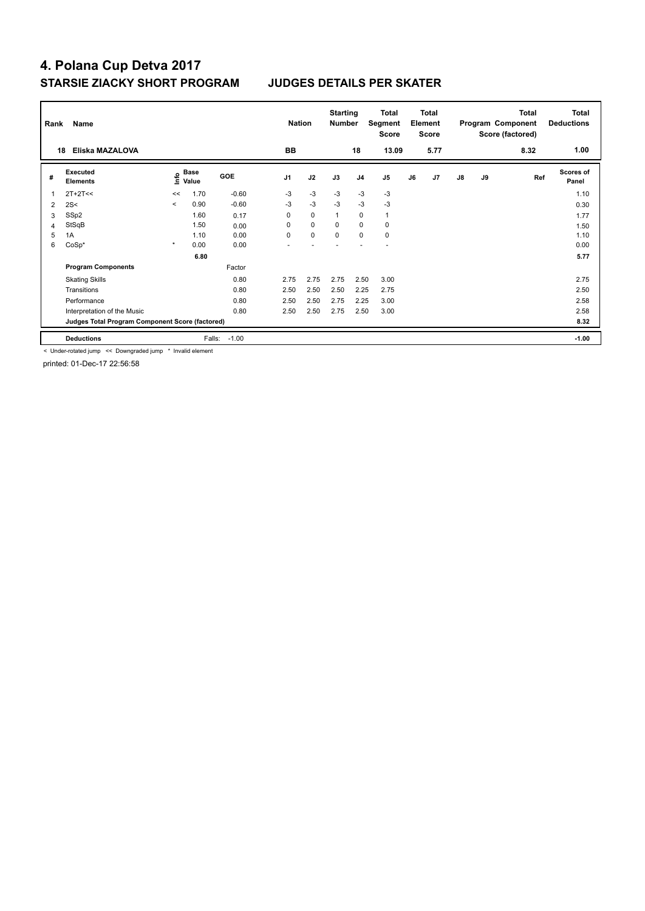# 4. Polana Cup Detva 2017

## STARSIE ZIACKY SHORT PROGRAM JUDGES DETAILS PER SKATER

| Rank | Name | Nation | Starting Number | Total Segment Score | Total Element Score | Total Program Component Score (factored) | Total Deductions |
|---|---|---|---|---|---|---|---|
| 18 | Eliska MAZALOVA | BB | 18 | 13.09 | 5.77 | 8.32 | 1.00 |

| # | Executed Elements | Info | Base Value | GOE | J1 | J2 | J3 | J4 | J5 | J6 | J7 | J8 | J9 | Ref | Scores of Panel |
|---|---|---|---|---|---|---|---|---|---|---|---|---|---|---|---|
| 1 | 2T+2T<< | << | 1.70 | -0.60 | -3 | -3 | -3 | -3 | -3 | | | | | | 1.10 |
| 2 | 2S< | < | 0.90 | -0.60 | -3 | -3 | -3 | -3 | -3 | | | | | | 0.30 |
| 3 | SSp2 | | 1.60 | 0.17 | 0 | 0 | 1 | 0 | 1 | | | | | | 1.77 |
| 4 | StSqB | | 1.50 | 0.00 | 0 | 0 | 0 | 0 | 0 | | | | | | 1.50 |
| 5 | 1A | | 1.10 | 0.00 | 0 | 0 | 0 | 0 | 0 | | | | | | 1.10 |
| 6 | CoSp* | * | 0.00 | 0.00 | - | - | - | - | - | | | | | | 0.00 |
| | | | 6.80 | | | | | | | | | | | | 5.77 |
| | **Program Components** | | | Factor | | | | | | | | | | | |
| | Skating Skills | | | 0.80 | 2.75 | 2.75 | 2.75 | 2.50 | 3.00 | | | | | | 2.75 |
| | Transitions | | | 0.80 | 2.50 | 2.50 | 2.50 | 2.25 | 2.75 | | | | | | 2.50 |
| | Performance | | | 0.80 | 2.50 | 2.50 | 2.75 | 2.25 | 3.00 | | | | | | 2.58 |
| | Interpretation of the Music | | | 0.80 | 2.50 | 2.50 | 2.75 | 2.50 | 3.00 | | | | | | 2.58 |
| | **Judges Total Program Component Score (factored)** | | | | | | | | | | | | | | 8.32 |
| | **Deductions** | | Falls: | -1.00 | | | | | | | | | | | -1.00 |

< Under-rotated jump << Downgraded jump * Invalid element

printed: 01-Dec-17 22:56:58